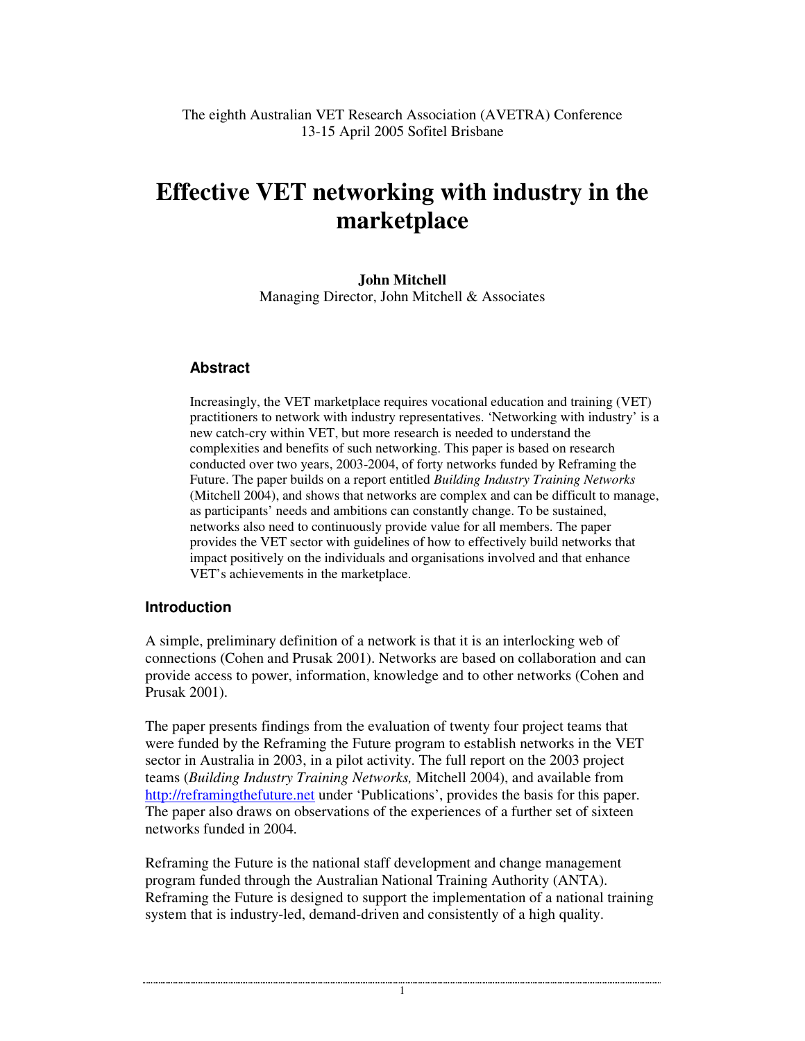The eighth Australian VET Research Association (AVETRA) Conference
13-15 April 2005 Sofitel Brisbane

# Effective VET networking with industry in the marketplace

**John Mitchell**
Managing Director, John Mitchell & Associates

### Abstract

Increasingly, the VET marketplace requires vocational education and training (VET) practitioners to network with industry representatives. 'Networking with industry' is a new catch-cry within VET, but more research is needed to understand the complexities and benefits of such networking. This paper is based on research conducted over two years, 2003-2004, of forty networks funded by Reframing the Future. The paper builds on a report entitled *Building Industry Training Networks* (Mitchell 2004), and shows that networks are complex and can be difficult to manage, as participants' needs and ambitions can constantly change. To be sustained, networks also need to continuously provide value for all members. The paper provides the VET sector with guidelines of how to effectively build networks that impact positively on the individuals and organisations involved and that enhance VET's achievements in the marketplace.

## Introduction

A simple, preliminary definition of a network is that it is an interlocking web of connections (Cohen and Prusak 2001). Networks are based on collaboration and can provide access to power, information, knowledge and to other networks (Cohen and Prusak 2001).

The paper presents findings from the evaluation of twenty four project teams that were funded by the Reframing the Future program to establish networks in the VET sector in Australia in 2003, in a pilot activity. The full report on the 2003 project teams (*Building Industry Training Networks,* Mitchell 2004), and available from http://reframingthefuture.net under 'Publications', provides the basis for this paper. The paper also draws on observations of the experiences of a further set of sixteen networks funded in 2004.

Reframing the Future is the national staff development and change management program funded through the Australian National Training Authority (ANTA). Reframing the Future is designed to support the implementation of a national training system that is industry-led, demand-driven and consistently of a high quality.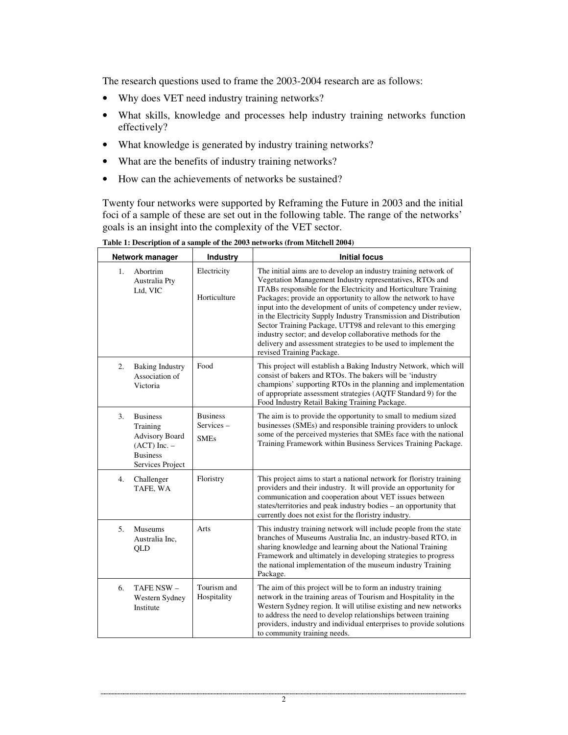The research questions used to frame the 2003-2004 research are as follows:

- Why does VET need industry training networks?
- What skills, knowledge and processes help industry training networks function effectively?
- What knowledge is generated by industry training networks?
- What are the benefits of industry training networks?
- How can the achievements of networks be sustained?

Twenty four networks were supported by Reframing the Future in 2003 and the initial foci of a sample of these are set out in the following table. The range of the networks' goals is an insight into the complexity of the VET sector.

**Table 1: Description of a sample of the 2003 networks (from Mitchell 2004)**

| Network manager | Industry | Initial focus |
|---|---|---|
| 1. Abortrim Australia Pty Ltd, VIC | Electricity<br><br>Horticulture | The initial aims are to develop an industry training network of Vegetation Management Industry representatives, RTOs and ITABs responsible for the Electricity and Horticulture Training Packages; provide an opportunity to allow the network to have input into the development of units of competency under review, in the Electricity Supply Industry Transmission and Distribution Sector Training Package, UTT98 and relevant to this emerging industry sector; and develop collaborative methods for the delivery and assessment strategies to be used to implement the revised Training Package. |
| 2. Baking Industry Association of Victoria | Food | This project will establish a Baking Industry Network, which will consist of bakers and RTOs. The bakers will be 'industry champions' supporting RTOs in the planning and implementation of appropriate assessment strategies (AQTF Standard 9) for the Food Industry Retail Baking Training Package. |
| 3. Business Training Advisory Board (ACT) Inc. – Business Services Project | Business Services – SMEs | The aim is to provide the opportunity to small to medium sized businesses (SMEs) and responsible training providers to unlock some of the perceived mysteries that SMEs face with the national Training Framework within Business Services Training Package. |
| 4. Challenger TAFE, WA | Floristry | This project aims to start a national network for floristry training providers and their industry. It will provide an opportunity for communication and cooperation about VET issues between states/territories and peak industry bodies – an opportunity that currently does not exist for the floristry industry. |
| 5. Museums Australia Inc, QLD | Arts | This industry training network will include people from the state branches of Museums Australia Inc, an industry-based RTO, in sharing knowledge and learning about the National Training Framework and ultimately in developing strategies to progress the national implementation of the museum industry Training Package. |
| 6. TAFE NSW – Western Sydney Institute | Tourism and Hospitality | The aim of this project will be to form an industry training network in the training areas of Tourism and Hospitality in the Western Sydney region. It will utilise existing and new networks to address the need to develop relationships between training providers, industry and individual enterprises to provide solutions to community training needs. |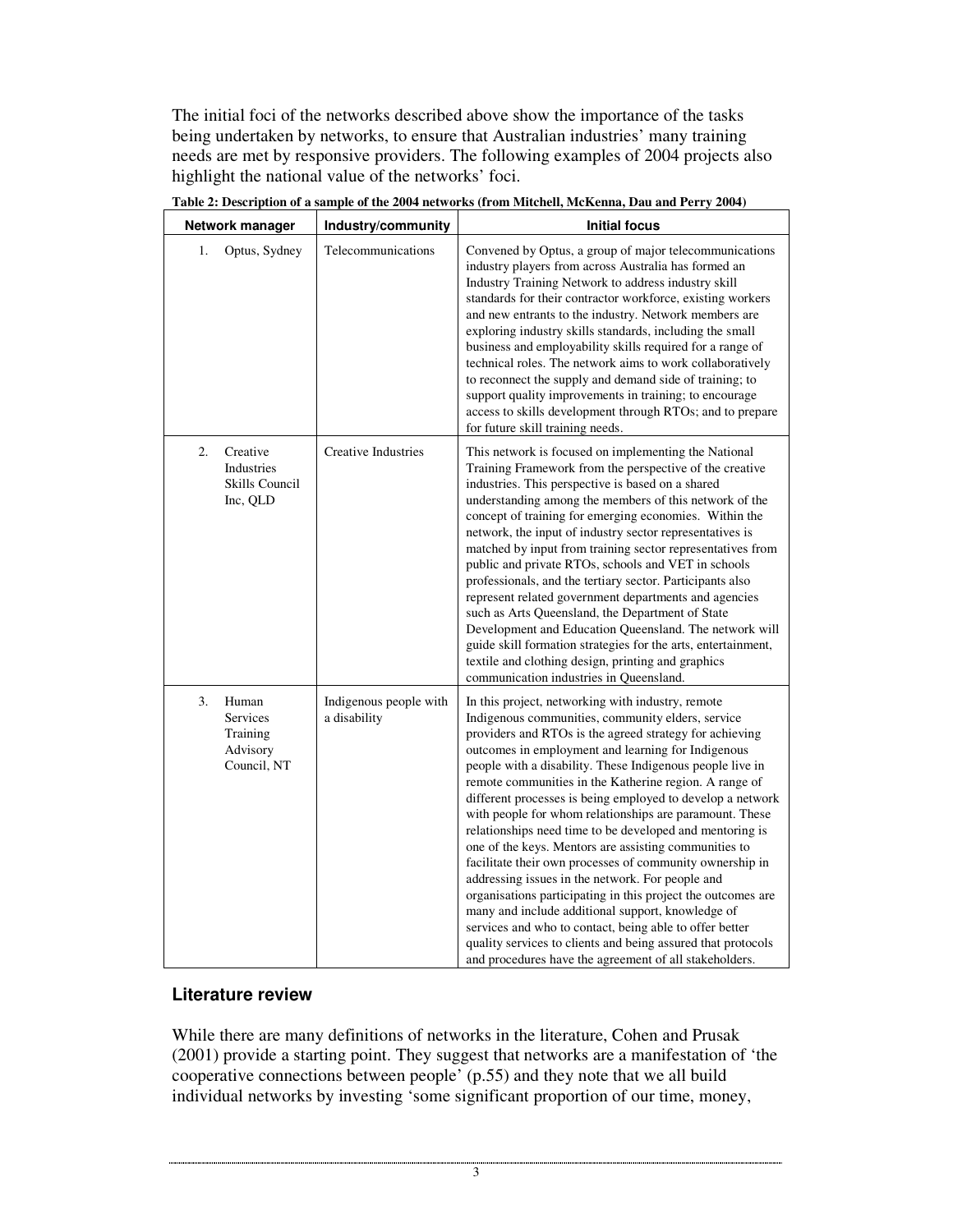The initial foci of the networks described above show the importance of the tasks being undertaken by networks, to ensure that Australian industries' many training needs are met by responsive providers. The following examples of 2004 projects also highlight the national value of the networks' foci.

**Table 2: Description of a sample of the 2004 networks (from Mitchell, McKenna, Dau and Perry 2004)**

| Network manager | Industry/community | Initial focus |
|---|---|---|
| 1. Optus, Sydney | Telecommunications | Convened by Optus, a group of major telecommunications industry players from across Australia has formed an Industry Training Network to address industry skill standards for their contractor workforce, existing workers and new entrants to the industry. Network members are exploring industry skills standards, including the small business and employability skills required for a range of technical roles. The network aims to work collaboratively to reconnect the supply and demand side of training; to support quality improvements in training; to encourage access to skills development through RTOs; and to prepare for future skill training needs. |
| 2. Creative Industries Skills Council Inc, QLD | Creative Industries | This network is focused on implementing the National Training Framework from the perspective of the creative industries. This perspective is based on a shared understanding among the members of this network of the concept of training for emerging economies. Within the network, the input of industry sector representatives is matched by input from training sector representatives from public and private RTOs, schools and VET in schools professionals, and the tertiary sector. Participants also represent related government departments and agencies such as Arts Queensland, the Department of State Development and Education Queensland. The network will guide skill formation strategies for the arts, entertainment, textile and clothing design, printing and graphics communication industries in Queensland. |
| 3. Human Services Training Advisory Council, NT | Indigenous people with a disability | In this project, networking with industry, remote Indigenous communities, community elders, service providers and RTOs is the agreed strategy for achieving outcomes in employment and learning for Indigenous people with a disability. These Indigenous people live in remote communities in the Katherine region. A range of different processes is being employed to develop a network with people for whom relationships are paramount. These relationships need time to be developed and mentoring is one of the keys. Mentors are assisting communities to facilitate their own processes of community ownership in addressing issues in the network. For people and organisations participating in this project the outcomes are many and include additional support, knowledge of services and who to contact, being able to offer better quality services to clients and being assured that protocols and procedures have the agreement of all stakeholders. |

## Literature review

While there are many definitions of networks in the literature, Cohen and Prusak (2001) provide a starting point. They suggest that networks are a manifestation of 'the cooperative connections between people' (p.55) and they note that we all build individual networks by investing 'some significant proportion of our time, money,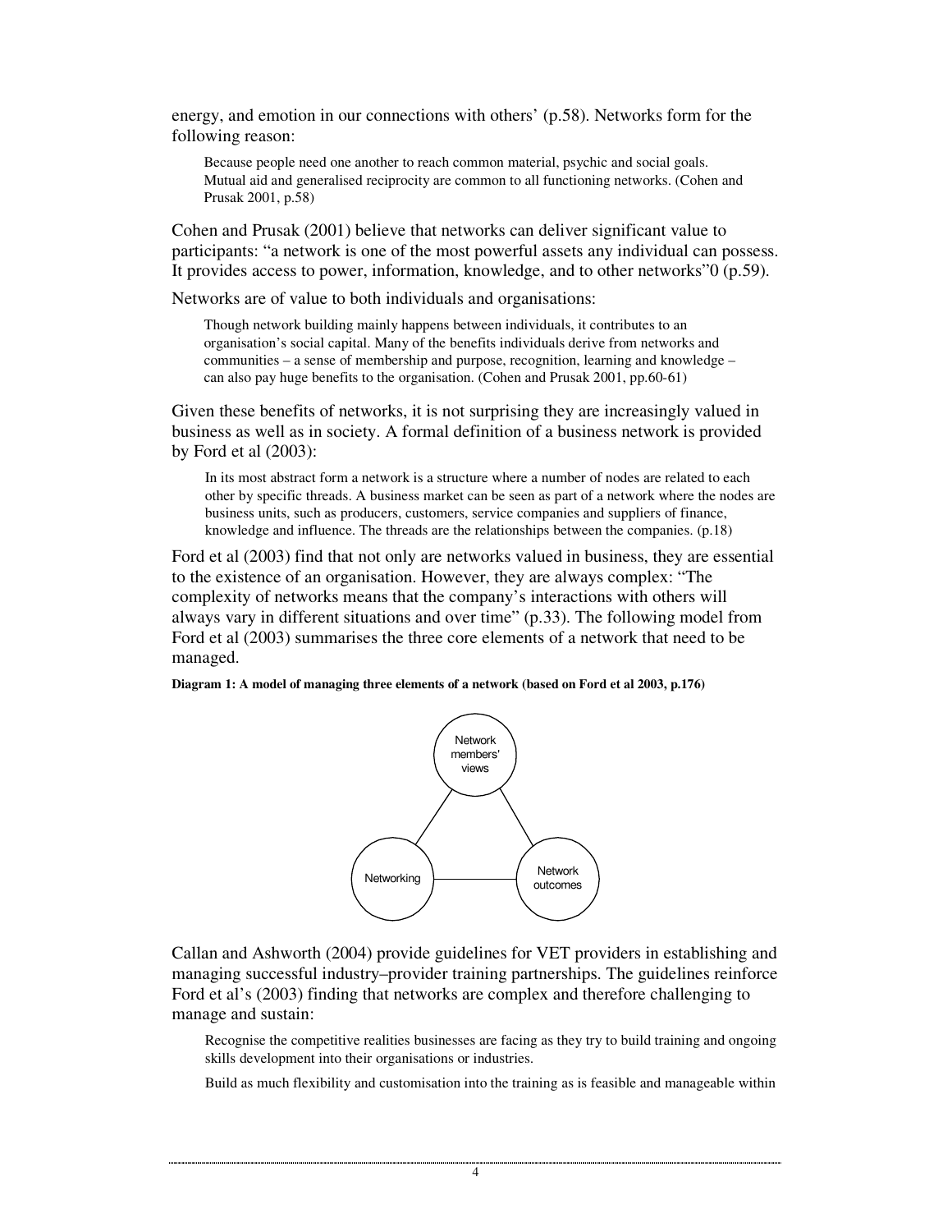energy, and emotion in our connections with others' (p.58). Networks form for the following reason:

> Because people need one another to reach common material, psychic and social goals. Mutual aid and generalised reciprocity are common to all functioning networks. (Cohen and Prusak 2001, p.58)

Cohen and Prusak (2001) believe that networks can deliver significant value to participants: "a network is one of the most powerful assets any individual can possess. It provides access to power, information, knowledge, and to other networks"0 (p.59).

Networks are of value to both individuals and organisations:

> Though network building mainly happens between individuals, it contributes to an organisation's social capital. Many of the benefits individuals derive from networks and communities – a sense of membership and purpose, recognition, learning and knowledge – can also pay huge benefits to the organisation. (Cohen and Prusak 2001, pp.60-61)

Given these benefits of networks, it is not surprising they are increasingly valued in business as well as in society. A formal definition of a business network is provided by Ford et al (2003):

> In its most abstract form a network is a structure where a number of nodes are related to each other by specific threads. A business market can be seen as part of a network where the nodes are business units, such as producers, customers, service companies and suppliers of finance, knowledge and influence. The threads are the relationships between the companies. (p.18)

Ford et al (2003) find that not only are networks valued in business, they are essential to the existence of an organisation. However, they are always complex: "The complexity of networks means that the company's interactions with others will always vary in different situations and over time" (p.33). The following model from Ford et al (2003) summarises the three core elements of a network that need to be managed.

**Diagram 1: A model of managing three elements of a network (based on Ford et al 2003, p.176)**

Network members' views

Networking

Network outcomes

Callan and Ashworth (2004) provide guidelines for VET providers in establishing and managing successful industry–provider training partnerships. The guidelines reinforce Ford et al's (2003) finding that networks are complex and therefore challenging to manage and sustain:

> Recognise the competitive realities businesses are facing as they try to build training and ongoing skills development into their organisations or industries.
>
> Build as much flexibility and customisation into the training as is feasible and manageable within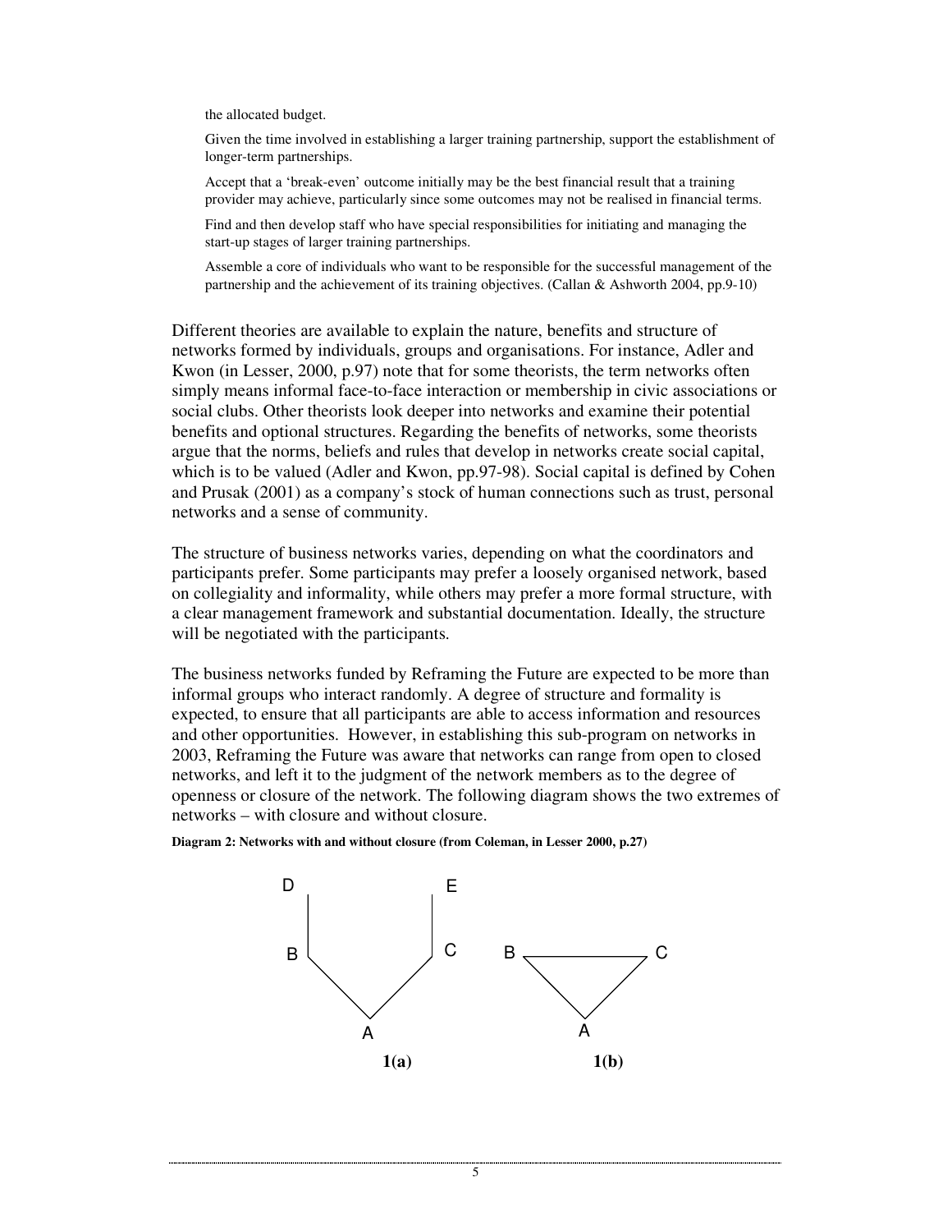the allocated budget.

Given the time involved in establishing a larger training partnership, support the establishment of longer-term partnerships.

Accept that a 'break-even' outcome initially may be the best financial result that a training provider may achieve, particularly since some outcomes may not be realised in financial terms.

Find and then develop staff who have special responsibilities for initiating and managing the start-up stages of larger training partnerships.

Assemble a core of individuals who want to be responsible for the successful management of the partnership and the achievement of its training objectives. (Callan & Ashworth 2004, pp.9-10)

Different theories are available to explain the nature, benefits and structure of networks formed by individuals, groups and organisations. For instance, Adler and Kwon (in Lesser, 2000, p.97) note that for some theorists, the term networks often simply means informal face-to-face interaction or membership in civic associations or social clubs. Other theorists look deeper into networks and examine their potential benefits and optional structures. Regarding the benefits of networks, some theorists argue that the norms, beliefs and rules that develop in networks create social capital, which is to be valued (Adler and Kwon, pp.97-98). Social capital is defined by Cohen and Prusak (2001) as a company's stock of human connections such as trust, personal networks and a sense of community.

The structure of business networks varies, depending on what the coordinators and participants prefer. Some participants may prefer a loosely organised network, based on collegiality and informality, while others may prefer a more formal structure, with a clear management framework and substantial documentation. Ideally, the structure will be negotiated with the participants.

The business networks funded by Reframing the Future are expected to be more than informal groups who interact randomly. A degree of structure and formality is expected, to ensure that all participants are able to access information and resources and other opportunities. However, in establishing this sub-program on networks in 2003, Reframing the Future was aware that networks can range from open to closed networks, and left it to the judgment of the network members as to the degree of openness or closure of the network. The following diagram shows the two extremes of networks – with closure and without closure.

**Diagram 2: Networks with and without closure (from Coleman, in Lesser 2000, p.27)**

D E
B C
A
**1(a)**

B C
A
**1(b)**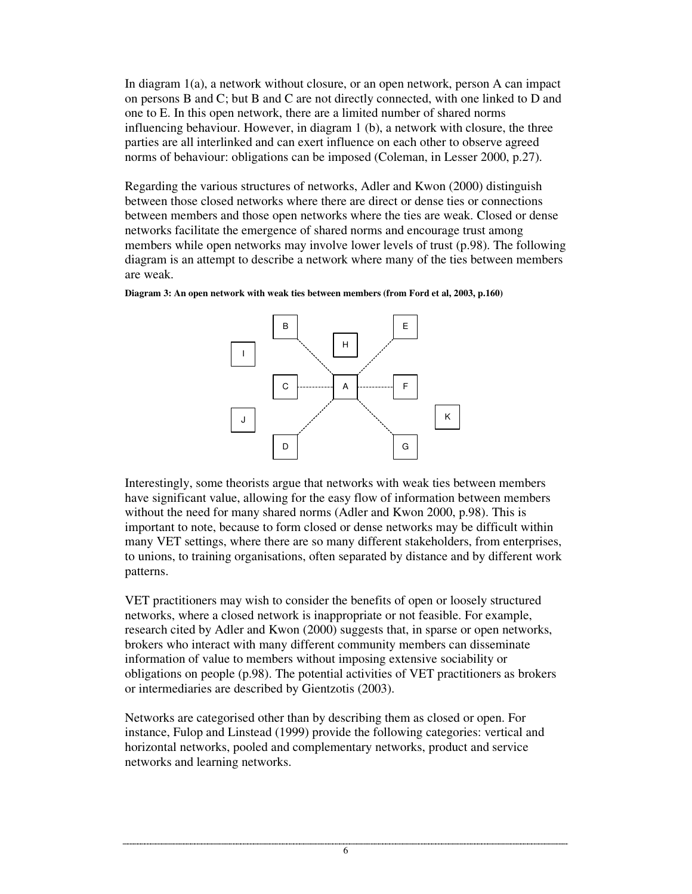In diagram 1(a), a network without closure, or an open network, person A can impact on persons B and C; but B and C are not directly connected, with one linked to D and one to E. In this open network, there are a limited number of shared norms influencing behaviour. However, in diagram 1 (b), a network with closure, the three parties are all interlinked and can exert influence on each other to observe agreed norms of behaviour: obligations can be imposed (Coleman, in Lesser 2000, p.27).

Regarding the various structures of networks, Adler and Kwon (2000) distinguish between those closed networks where there are direct or dense ties or connections between members and those open networks where the ties are weak. Closed or dense networks facilitate the emergence of shared norms and encourage trust among members while open networks may involve lower levels of trust (p.98). The following diagram is an attempt to describe a network where many of the ties between members are weak.

**Diagram 3: An open network with weak ties between members (from Ford et al, 2003, p.160)**

Interestingly, some theorists argue that networks with weak ties between members have significant value, allowing for the easy flow of information between members without the need for many shared norms (Adler and Kwon 2000, p.98). This is important to note, because to form closed or dense networks may be difficult within many VET settings, where there are so many different stakeholders, from enterprises, to unions, to training organisations, often separated by distance and by different work patterns.

VET practitioners may wish to consider the benefits of open or loosely structured networks, where a closed network is inappropriate or not feasible. For example, research cited by Adler and Kwon (2000) suggests that, in sparse or open networks, brokers who interact with many different community members can disseminate information of value to members without imposing extensive sociability or obligations on people (p.98). The potential activities of VET practitioners as brokers or intermediaries are described by Gientzotis (2003).

Networks are categorised other than by describing them as closed or open. For instance, Fulop and Linstead (1999) provide the following categories: vertical and horizontal networks, pooled and complementary networks, product and service networks and learning networks.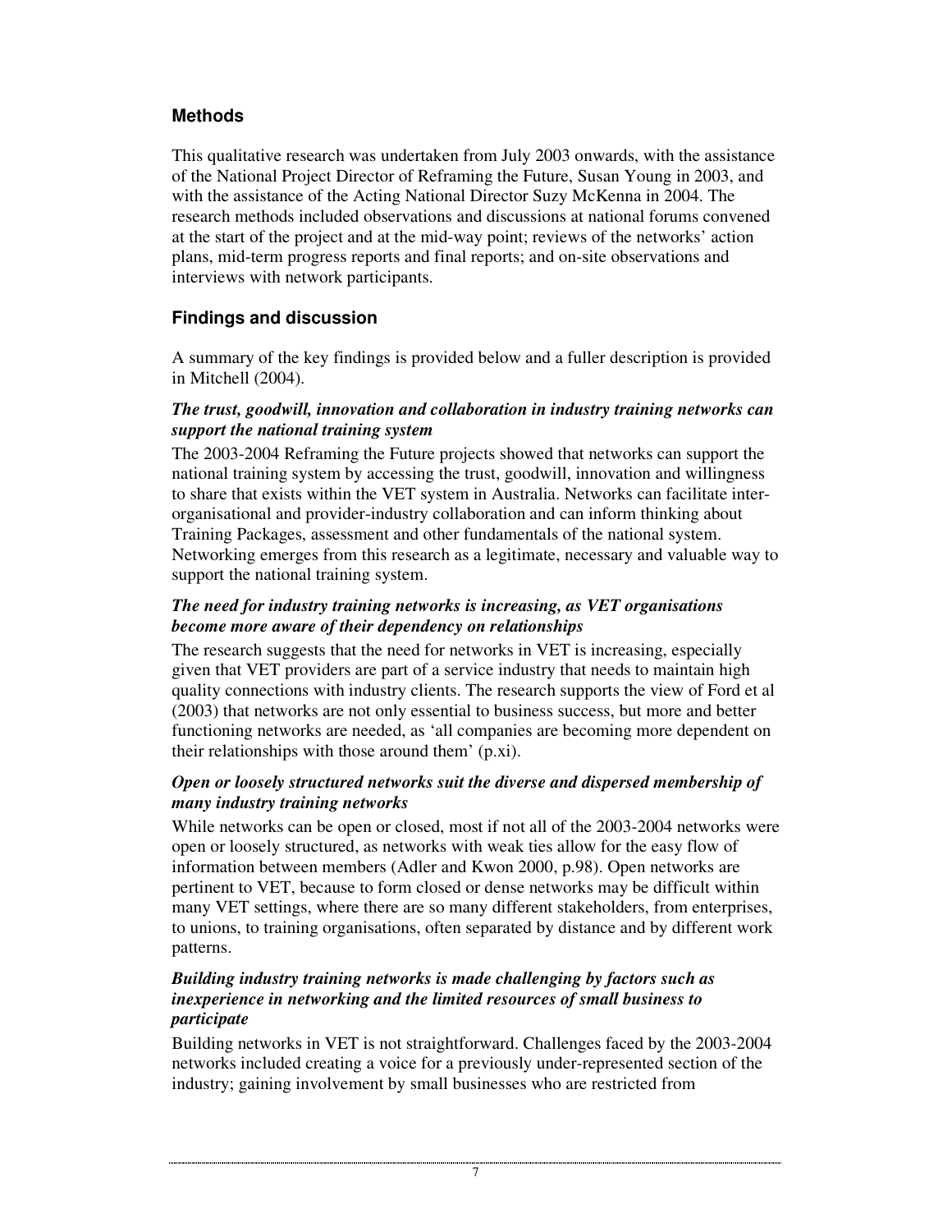## Methods

This qualitative research was undertaken from July 2003 onwards, with the assistance of the National Project Director of Reframing the Future, Susan Young in 2003, and with the assistance of the Acting National Director Suzy McKenna in 2004. The research methods included observations and discussions at national forums convened at the start of the project and at the mid-way point; reviews of the networks' action plans, mid-term progress reports and final reports; and on-site observations and interviews with network participants.

## Findings and discussion

A summary of the key findings is provided below and a fuller description is provided in Mitchell (2004).

### *The trust, goodwill, innovation and collaboration in industry training networks can support the national training system*

The 2003-2004 Reframing the Future projects showed that networks can support the national training system by accessing the trust, goodwill, innovation and willingness to share that exists within the VET system in Australia. Networks can facilitate inter-organisational and provider-industry collaboration and can inform thinking about Training Packages, assessment and other fundamentals of the national system. Networking emerges from this research as a legitimate, necessary and valuable way to support the national training system.

### *The need for industry training networks is increasing, as VET organisations become more aware of their dependency on relationships*

The research suggests that the need for networks in VET is increasing, especially given that VET providers are part of a service industry that needs to maintain high quality connections with industry clients. The research supports the view of Ford et al (2003) that networks are not only essential to business success, but more and better functioning networks are needed, as 'all companies are becoming more dependent on their relationships with those around them' (p.xi).

### *Open or loosely structured networks suit the diverse and dispersed membership of many industry training networks*

While networks can be open or closed, most if not all of the 2003-2004 networks were open or loosely structured, as networks with weak ties allow for the easy flow of information between members (Adler and Kwon 2000, p.98). Open networks are pertinent to VET, because to form closed or dense networks may be difficult within many VET settings, where there are so many different stakeholders, from enterprises, to unions, to training organisations, often separated by distance and by different work patterns.

### *Building industry training networks is made challenging by factors such as inexperience in networking and the limited resources of small business to participate*

Building networks in VET is not straightforward. Challenges faced by the 2003-2004 networks included creating a voice for a previously under-represented section of the industry; gaining involvement by small businesses who are restricted from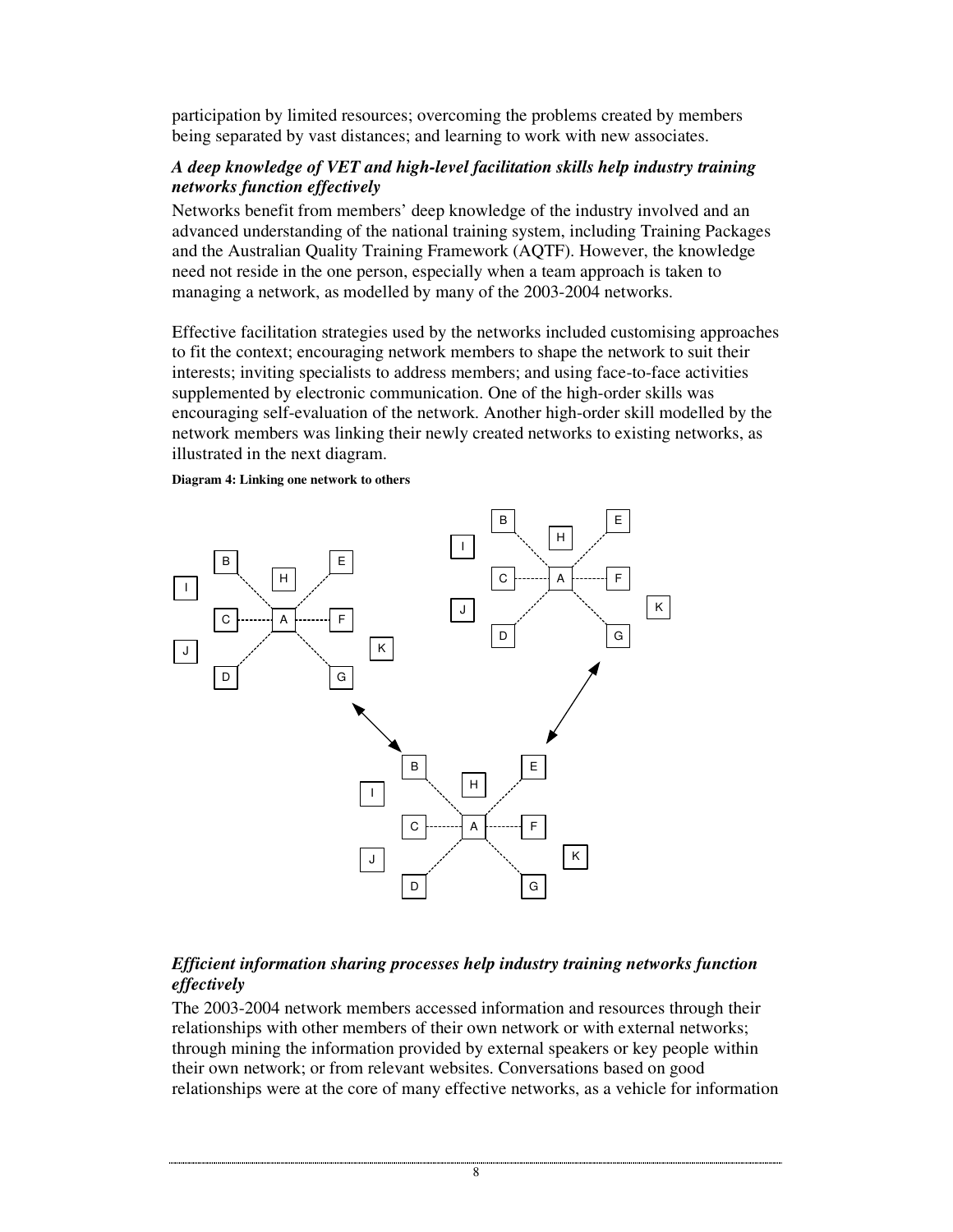participation by limited resources; overcoming the problems created by members being separated by vast distances; and learning to work with new associates.

***A deep knowledge of VET and high-level facilitation skills help industry training networks function effectively***

Networks benefit from members' deep knowledge of the industry involved and an advanced understanding of the national training system, including Training Packages and the Australian Quality Training Framework (AQTF). However, the knowledge need not reside in the one person, especially when a team approach is taken to managing a network, as modelled by many of the 2003-2004 networks.

Effective facilitation strategies used by the networks included customising approaches to fit the context; encouraging network members to shape the network to suit their interests; inviting specialists to address members; and using face-to-face activities supplemented by electronic communication. One of the high-order skills was encouraging self-evaluation of the network. Another high-order skill modelled by the network members was linking their newly created networks to existing networks, as illustrated in the next diagram.

**Diagram 4: Linking one network to others**

***Efficient information sharing processes help industry training networks function effectively***

The 2003-2004 network members accessed information and resources through their relationships with other members of their own network or with external networks; through mining the information provided by external speakers or key people within their own network; or from relevant websites. Conversations based on good relationships were at the core of many effective networks, as a vehicle for information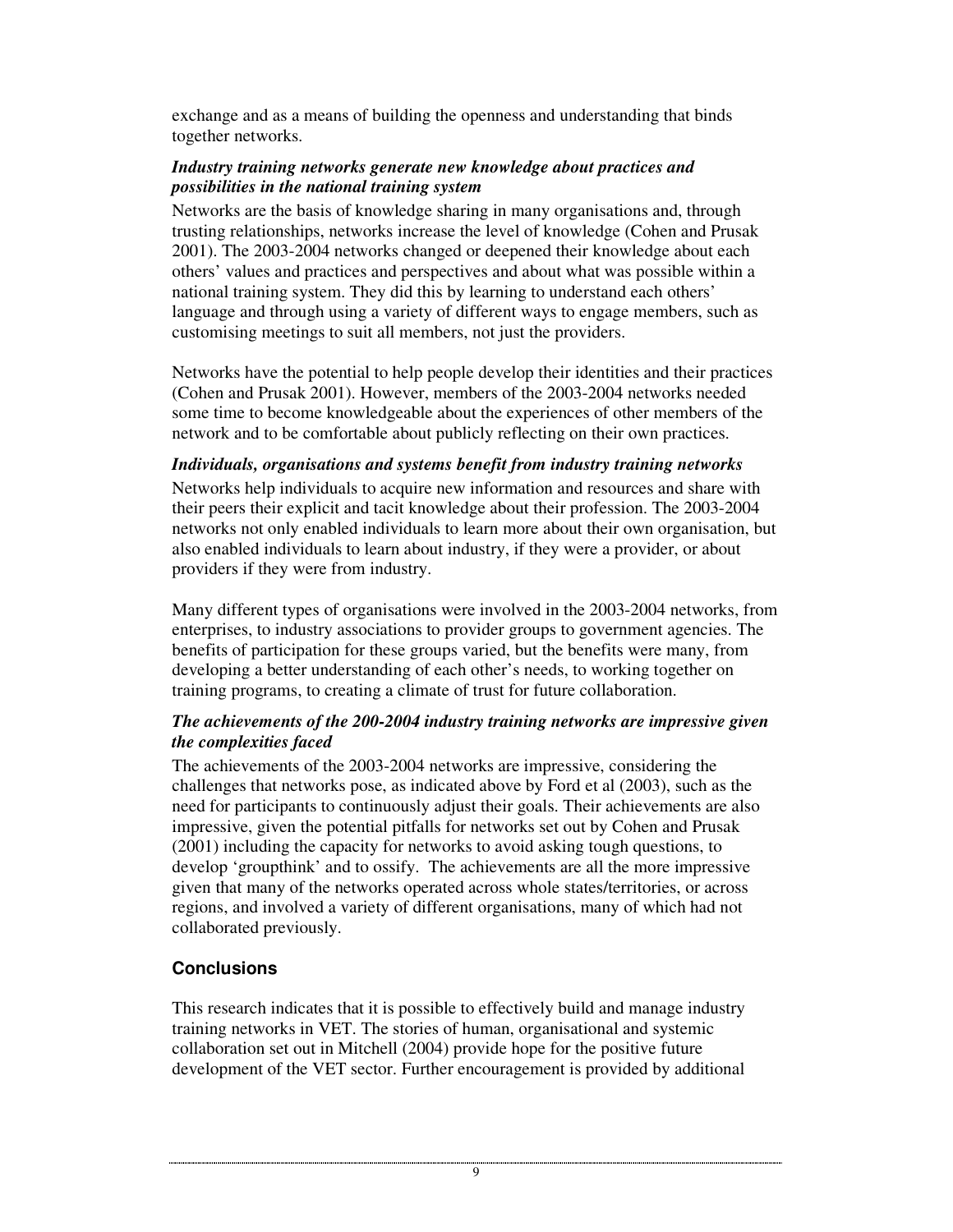exchange and as a means of building the openness and understanding that binds together networks.

***Industry training networks generate new knowledge about practices and possibilities in the national training system***

Networks are the basis of knowledge sharing in many organisations and, through trusting relationships, networks increase the level of knowledge (Cohen and Prusak 2001). The 2003-2004 networks changed or deepened their knowledge about each others' values and practices and perspectives and about what was possible within a national training system. They did this by learning to understand each others' language and through using a variety of different ways to engage members, such as customising meetings to suit all members, not just the providers.

Networks have the potential to help people develop their identities and their practices (Cohen and Prusak 2001). However, members of the 2003-2004 networks needed some time to become knowledgeable about the experiences of other members of the network and to be comfortable about publicly reflecting on their own practices.

***Individuals, organisations and systems benefit from industry training networks***

Networks help individuals to acquire new information and resources and share with their peers their explicit and tacit knowledge about their profession. The 2003-2004 networks not only enabled individuals to learn more about their own organisation, but also enabled individuals to learn about industry, if they were a provider, or about providers if they were from industry.

Many different types of organisations were involved in the 2003-2004 networks, from enterprises, to industry associations to provider groups to government agencies. The benefits of participation for these groups varied, but the benefits were many, from developing a better understanding of each other's needs, to working together on training programs, to creating a climate of trust for future collaboration.

***The achievements of the 200-2004 industry training networks are impressive given the complexities faced***

The achievements of the 2003-2004 networks are impressive, considering the challenges that networks pose, as indicated above by Ford et al (2003), such as the need for participants to continuously adjust their goals. Their achievements are also impressive, given the potential pitfalls for networks set out by Cohen and Prusak (2001) including the capacity for networks to avoid asking tough questions, to develop 'groupthink' and to ossify. The achievements are all the more impressive given that many of the networks operated across whole states/territories, or across regions, and involved a variety of different organisations, many of which had not collaborated previously.

## Conclusions

This research indicates that it is possible to effectively build and manage industry training networks in VET. The stories of human, organisational and systemic collaboration set out in Mitchell (2004) provide hope for the positive future development of the VET sector. Further encouragement is provided by additional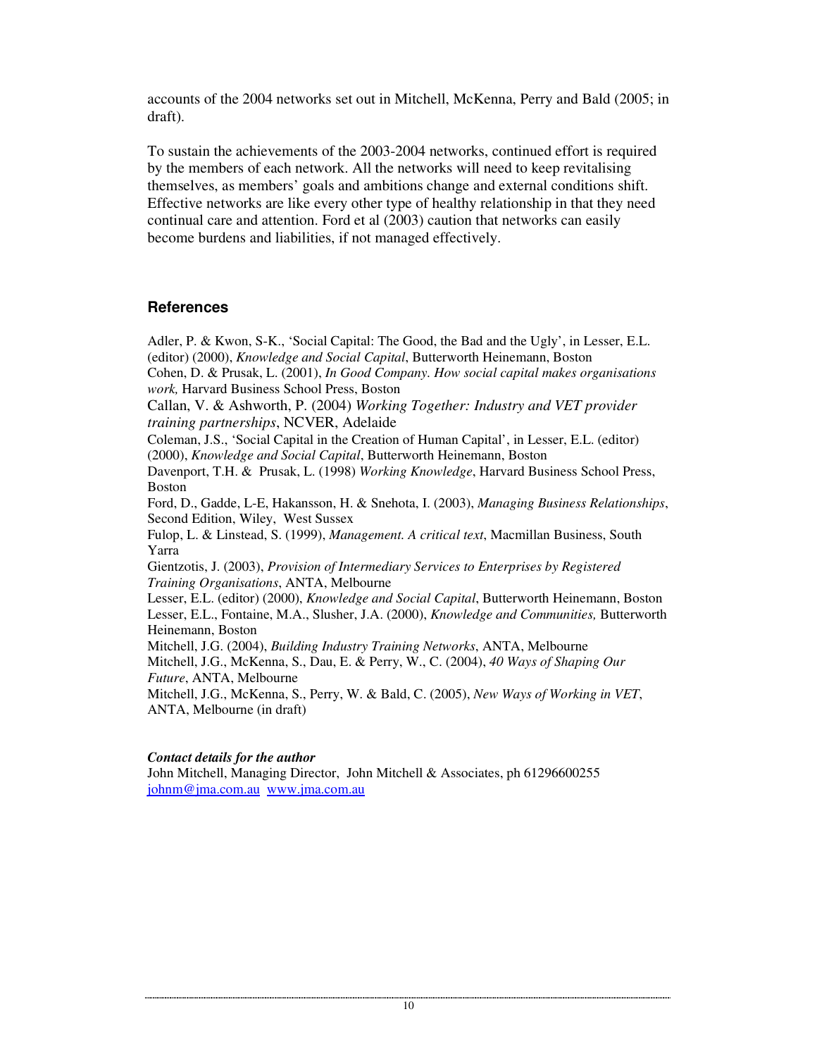accounts of the 2004 networks set out in Mitchell, McKenna, Perry and Bald (2005; in draft).

To sustain the achievements of the 2003-2004 networks, continued effort is required by the members of each network. All the networks will need to keep revitalising themselves, as members' goals and ambitions change and external conditions shift. Effective networks are like every other type of healthy relationship in that they need continual care and attention. Ford et al (2003) caution that networks can easily become burdens and liabilities, if not managed effectively.

## References

Adler, P. & Kwon, S-K., 'Social Capital: The Good, the Bad and the Ugly', in Lesser, E.L. (editor) (2000), *Knowledge and Social Capital*, Butterworth Heinemann, Boston

Cohen, D. & Prusak, L. (2001), *In Good Company. How social capital makes organisations work,* Harvard Business School Press, Boston

Callan, V. & Ashworth, P. (2004) *Working Together: Industry and VET provider training partnerships*, NCVER, Adelaide

Coleman, J.S., 'Social Capital in the Creation of Human Capital', in Lesser, E.L. (editor) (2000), *Knowledge and Social Capital*, Butterworth Heinemann, Boston

Davenport, T.H. & Prusak, L. (1998) *Working Knowledge*, Harvard Business School Press, Boston

Ford, D., Gadde, L-E, Hakansson, H. & Snehota, I. (2003), *Managing Business Relationships*, Second Edition, Wiley, West Sussex

Fulop, L. & Linstead, S. (1999), *Management. A critical text*, Macmillan Business, South Yarra

Gientzotis, J. (2003), *Provision of Intermediary Services to Enterprises by Registered Training Organisations*, ANTA, Melbourne

Lesser, E.L. (editor) (2000), *Knowledge and Social Capital*, Butterworth Heinemann, Boston

Lesser, E.L., Fontaine, M.A., Slusher, J.A. (2000), *Knowledge and Communities,* Butterworth Heinemann, Boston

Mitchell, J.G. (2004), *Building Industry Training Networks*, ANTA, Melbourne

Mitchell, J.G., McKenna, S., Dau, E. & Perry, W., C. (2004), *40 Ways of Shaping Our Future*, ANTA, Melbourne

Mitchell, J.G., McKenna, S., Perry, W. & Bald, C. (2005), *New Ways of Working in VET*, ANTA, Melbourne (in draft)

***Contact details for the author***

John Mitchell, Managing Director, John Mitchell & Associates, ph 61296600255
johnm@jma.com.au www.jma.com.au